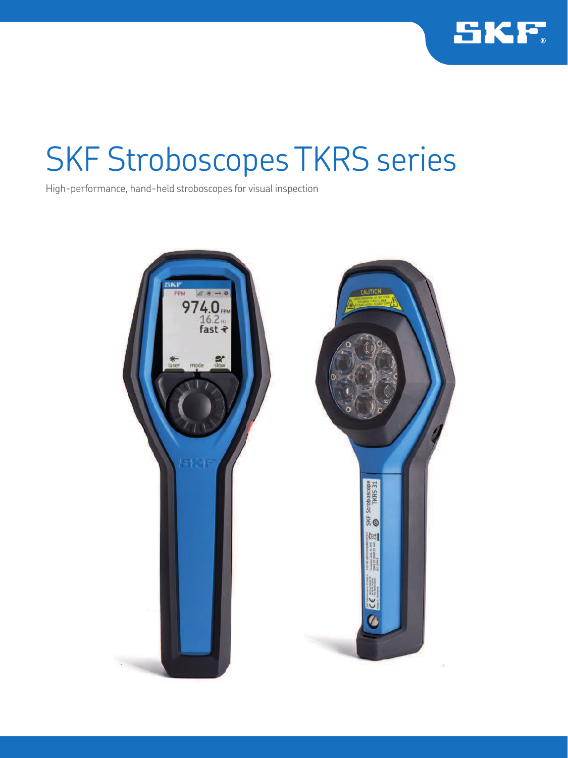# SKF Stroboscopes TKRS series

High-performance, hand-held stroboscopes for visual inspection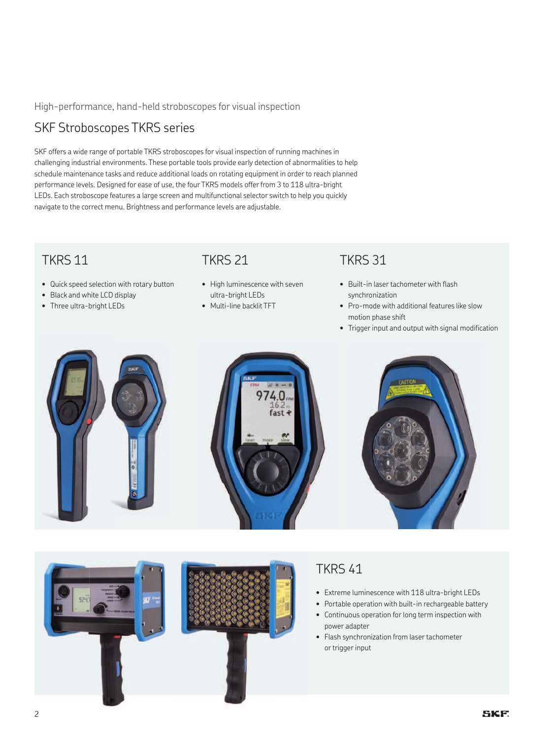High-performance, hand-held stroboscopes for visual inspection

# SKF Stroboscopes TKRS series

SKF offers a wide range of portable TKRS stroboscopes for visual inspection of running machines in challenging industrial environments. These portable tools provide early detection of abnormalities to help schedule maintenance tasks and reduce additional loads on rotating equipment in order to reach planned performance levels. Designed for ease of use, the four TKRS models offer from 3 to 118 ultra-bright LEDs. Each stroboscope features a large screen and multifunctional selector switch to help you quickly navigate to the correct menu. Brightness and performance levels are adjustable.

## TKRS 11

- Quick speed selection with rotary button
- Black and white LCD display
- Three ultra-bright LEDs

## TKRS 21

- High luminescence with seven ultra-bright LEDs
- Multi-line backlit TFT

## TKRS 31

- Built-in laser tachometer with flash synchronization
- Pro-mode with additional features like slow motion phase shift
- Trigger input and output with signal modification

## TKRS 41

- Extreme luminescence with 118 ultra-bright LEDs
- Portable operation with built-in rechargeable battery
- Continuous operation for long term inspection with power adapter
- Flash synchronization from laser tachometer or trigger input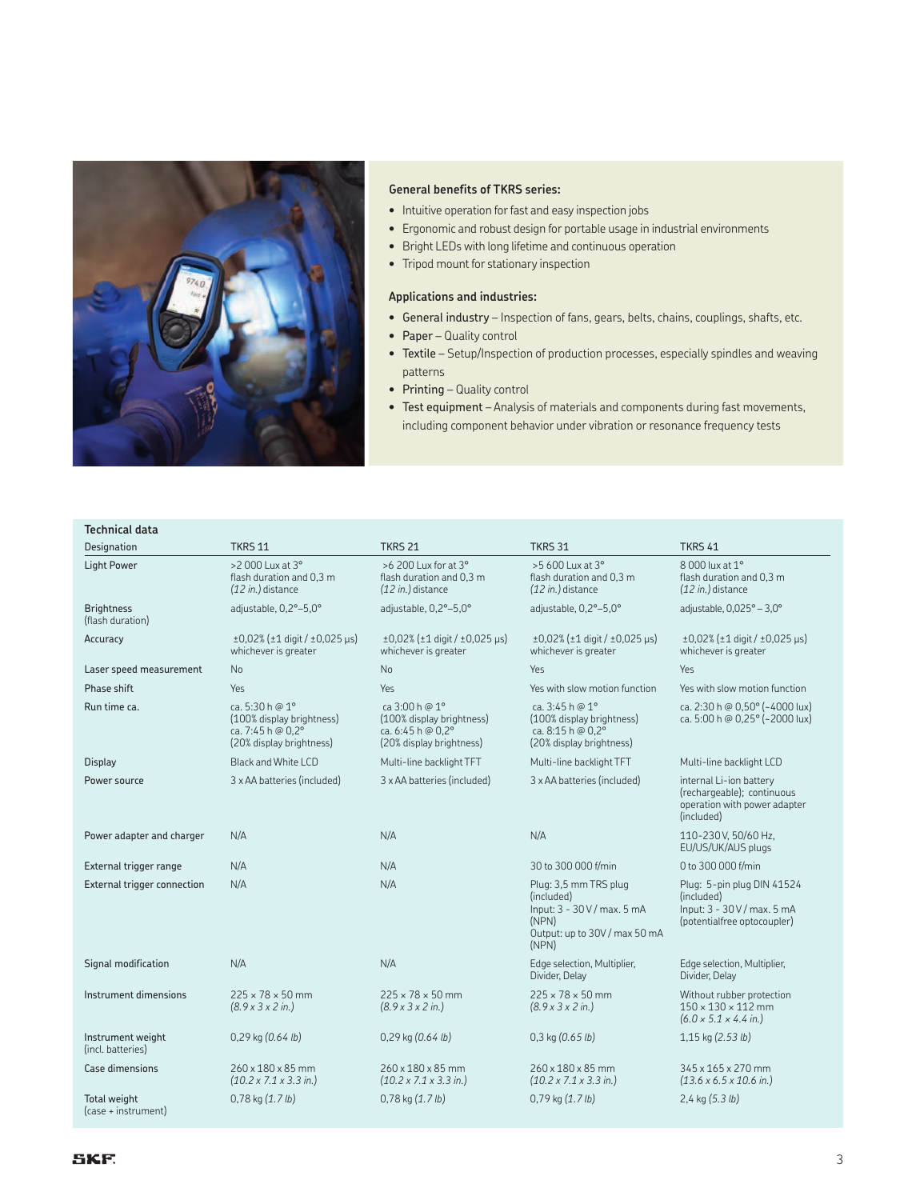**General benefits of TKRS series:**

- Intuitive operation for fast and easy inspection jobs
- Ergonomic and robust design for portable usage in industrial environments
- Bright LEDs with long lifetime and continuous operation
- Tripod mount for stationary inspection

**Applications and industries:**

- General industry – Inspection of fans, gears, belts, chains, couplings, shafts, etc.
- Paper – Quality control
- Textile – Setup/Inspection of production processes, especially spindles and weaving patterns
- Printing – Quality control
- Test equipment – Analysis of materials and components during fast movements, including component behavior under vibration or resonance frequency tests

**Technical data**

| Designation | TKRS 11 | TKRS 21 | TKRS 31 | TKRS 41 |
|---|---|---|---|---|
| Light Power | >2 000 Lux at 3° flash duration and 0,3 m *(12 in.)* distance | >6 200 Lux for at 3° flash duration and 0,3 m *(12 in.)* distance | >5 600 Lux at 3° flash duration and 0,3 m *(12 in.)* distance | 8 000 lux at 1° flash duration and 0,3 m *(12 in.)* distance |
| Brightness (flash duration) | adjustable, 0,2°–5,0° | adjustable, 0,2°–5,0° | adjustable, 0,2°–5,0° | adjustable, 0,025° – 3,0° |
| Accuracy | ±0,02% (±1 digit / ±0,025 µs) whichever is greater | ±0,02% (±1 digit / ±0,025 µs) whichever is greater | ±0,02% (±1 digit / ±0,025 µs) whichever is greater | ±0,02% (±1 digit / ±0,025 µs) whichever is greater |
| Laser speed measurement | No | No | Yes | Yes |
| Phase shift | Yes | Yes | Yes with slow motion function | Yes with slow motion function |
| Run time ca. | ca. 5:30 h @ 1° (100% display brightness) ca. 7:45 h @ 0,2° (20% display brightness) | ca 3:00 h @ 1° (100% display brightness) ca. 6:45 h @ 0,2° (20% display brightness) | ca. 3:45 h @ 1° (100% display brightness) ca. 8:15 h @ 0,2° (20% display brightness) | ca. 2:30 h @ 0,50° (~4000 lux) ca. 5:00 h @ 0,25° (~2000 lux) |
| Display | Black and White LCD | Multi-line backlight TFT | Multi-line backlight TFT | Multi-line backlight LCD |
| Power source | 3 x AA batteries (included) | 3 x AA batteries (included) | 3 x AA batteries (included) | internal Li-ion battery (rechargeable); continuous operation with power adapter (included) |
| Power adapter and charger | N/A | N/A | N/A | 110-230 V, 50/60 Hz, EU/US/UK/AUS plugs |
| External trigger range | N/A | N/A | 30 to 300 000 f/min | 0 to 300 000 f/min |
| External trigger connection | N/A | N/A | Plug: 3,5 mm TRS plug (included) Input: 3 - 30 V / max. 5 mA (NPN) Output: up to 30V / max 50 mA (NPN) | Plug: 5-pin plug DIN 41524 (included) Input: 3 - 30 V / max. 5 mA (potentialfree optocoupler) |
| Signal modification | N/A | N/A | Edge selection, Multiplier, Divider, Delay | Edge selection, Multiplier, Divider, Delay |
| Instrument dimensions | 225 × 78 × 50 mm *(8.9 x 3 x 2 in.)* | 225 × 78 × 50 mm *(8.9 x 3 x 2 in.)* | 225 × 78 × 50 mm *(8.9 x 3 x 2 in.)* | Without rubber protection 150 × 130 × 112 mm *(6.0 × 5.1 × 4.4 in.)* |
| Instrument weight (incl. batteries) | 0,29 kg *(0.64 lb)* | 0,29 kg *(0.64 lb)* | 0,3 kg *(0.65 lb)* | 1,15 kg *(2.53 lb)* |
| Case dimensions | 260 x 180 x 85 mm *(10.2 x 7.1 x 3.3 in.)* | 260 x 180 x 85 mm *(10.2 x 7.1 x 3.3 in.)* | 260 x 180 x 85 mm *(10.2 x 7.1 x 3.3 in.)* | 345 x 165 x 270 mm *(13.6 x 6.5 x 10.6 in.)* |
| Total weight (case + instrument) | 0,78 kg *(1.7 lb)* | 0,78 kg *(1.7 lb)* | 0,79 kg *(1.7 lb)* | 2,4 kg *(5.3 lb)* |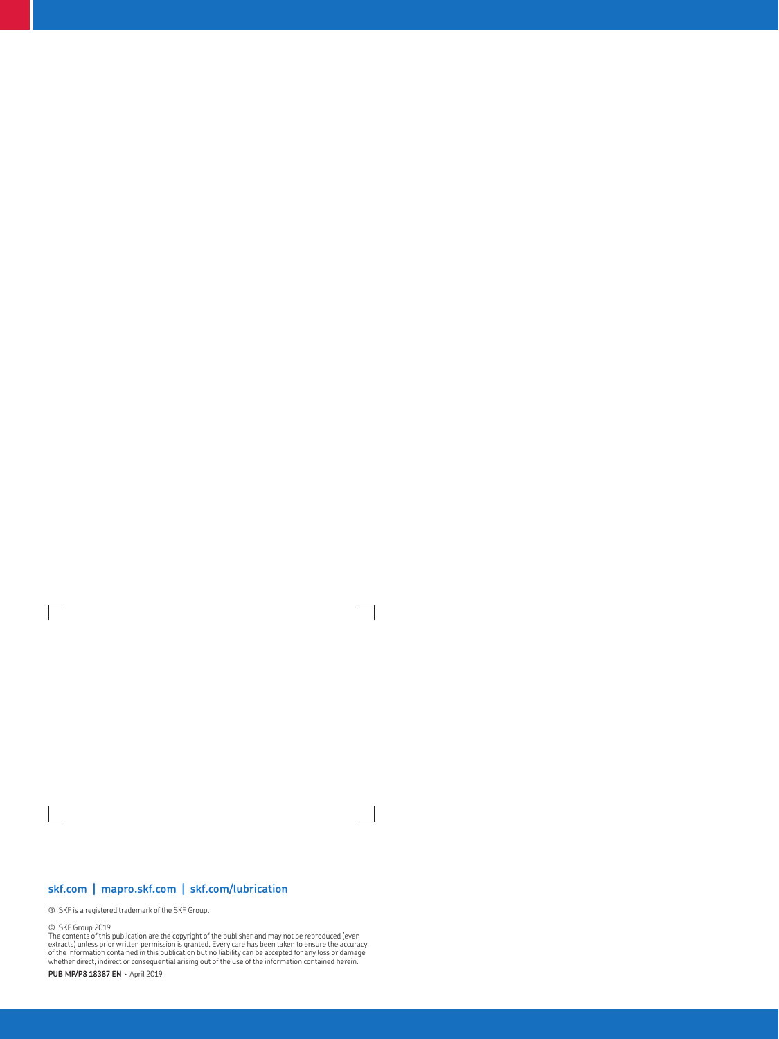**skf.com | mapro.skf.com | skf.com/lubrication**

® SKF is a registered trademark of the SKF Group.

© SKF Group 2019
The contents of this publication are the copyright of the publisher and may not be reproduced (even extracts) unless prior written permission is granted. Every care has been taken to ensure the accuracy of the information contained in this publication but no liability can be accepted for any loss or damage whether direct, indirect or consequential arising out of the use of the information contained herein.

**PUB MP/P8 18387 EN** · April 2019